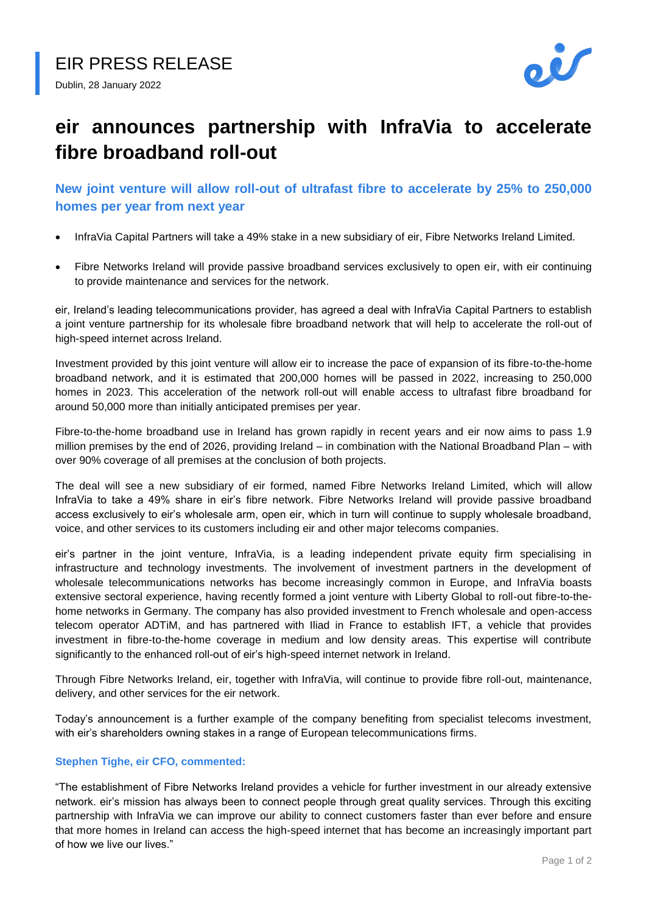EIR PRESS RELEASE

Dublin, 28 January 2022

# eir announces partnership with InfraVia to accelerate fibre broadband roll-out

## New joint venture will allow roll-out of ultrafast fibre to accelerate by 25% to 250,000 homes per year from next year

- InfraVia Capital Partners will take a 49% stake in a new subsidiary of eir, Fibre Networks Ireland Limited.
- Fibre Networks Ireland will provide passive broadband services exclusively to open eir, with eir continuing to provide maintenance and services for the network.

eir, Ireland's leading telecommunications provider, has agreed a deal with InfraVia Capital Partners to establish a joint venture partnership for its wholesale fibre broadband network that will help to accelerate the roll-out of high-speed internet across Ireland.

Investment provided by this joint venture will allow eir to increase the pace of expansion of its fibre-to-the-home broadband network, and it is estimated that 200,000 homes will be passed in 2022, increasing to 250,000 homes in 2023. This acceleration of the network roll-out will enable access to ultrafast fibre broadband for around 50,000 more than initially anticipated premises per year.

Fibre-to-the-home broadband use in Ireland has grown rapidly in recent years and eir now aims to pass 1.9 million premises by the end of 2026, providing Ireland – in combination with the National Broadband Plan – with over 90% coverage of all premises at the conclusion of both projects.

The deal will see a new subsidiary of eir formed, named Fibre Networks Ireland Limited, which will allow InfraVia to take a 49% share in eir's fibre network. Fibre Networks Ireland will provide passive broadband access exclusively to eir's wholesale arm, open eir, which in turn will continue to supply wholesale broadband, voice, and other services to its customers including eir and other major telecoms companies.

eir's partner in the joint venture, InfraVia, is a leading independent private equity firm specialising in infrastructure and technology investments. The involvement of investment partners in the development of wholesale telecommunications networks has become increasingly common in Europe, and InfraVia boasts extensive sectoral experience, having recently formed a joint venture with Liberty Global to roll-out fibre-to-the-home networks in Germany. The company has also provided investment to French wholesale and open-access telecom operator ADTiM, and has partnered with Iliad in France to establish IFT, a vehicle that provides investment in fibre-to-the-home coverage in medium and low density areas. This expertise will contribute significantly to the enhanced roll-out of eir's high-speed internet network in Ireland.

Through Fibre Networks Ireland, eir, together with InfraVia, will continue to provide fibre roll-out, maintenance, delivery, and other services for the eir network.

Today's announcement is a further example of the company benefiting from specialist telecoms investment, with eir's shareholders owning stakes in a range of European telecommunications firms.

**Stephen Tighe, eir CFO, commented:**

"The establishment of Fibre Networks Ireland provides a vehicle for further investment in our already extensive network. eir's mission has always been to connect people through great quality services. Through this exciting partnership with InfraVia we can improve our ability to connect customers faster than ever before and ensure that more homes in Ireland can access the high-speed internet that has become an increasingly important part of how we live our lives."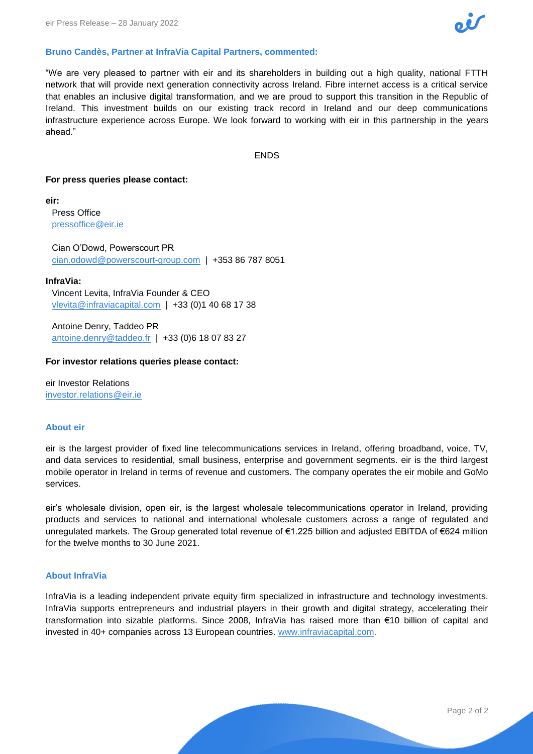### Bruno Candès, Partner at InfraVia Capital Partners, commented:

"We are very pleased to partner with eir and its shareholders in building out a high quality, national FTTH network that will provide next generation connectivity across Ireland. Fibre internet access is a critical service that enables an inclusive digital transformation, and we are proud to support this transition in the Republic of Ireland. This investment builds on our existing track record in Ireland and our deep communications infrastructure experience across Europe. We look forward to working with eir in this partnership in the years ahead."

ENDS

**For press queries please contact:**

**eir:**

Press Office
pressoffice@eir.ie

Cian O'Dowd, Powerscourt PR
cian.odowd@powerscourt-group.com | +353 86 787 8051

**InfraVia:**

Vincent Levita, InfraVia Founder & CEO
vlevita@infraviacapital.com | +33 (0)1 40 68 17 38

Antoine Denry, Taddeo PR
antoine.denry@taddeo.fr | +33 (0)6 18 07 83 27

**For investor relations queries please contact:**

eir Investor Relations
investor.relations@eir.ie

### About eir

eir is the largest provider of fixed line telecommunications services in Ireland, offering broadband, voice, TV, and data services to residential, small business, enterprise and government segments. eir is the third largest mobile operator in Ireland in terms of revenue and customers. The company operates the eir mobile and GoMo services.

eir's wholesale division, open eir, is the largest wholesale telecommunications operator in Ireland, providing products and services to national and international wholesale customers across a range of regulated and unregulated markets. The Group generated total revenue of €1.225 billion and adjusted EBITDA of €624 million for the twelve months to 30 June 2021.

### About InfraVia

InfraVia is a leading independent private equity firm specialized in infrastructure and technology investments. InfraVia supports entrepreneurs and industrial players in their growth and digital strategy, accelerating their transformation into sizable platforms. Since 2008, InfraVia has raised more than €10 billion of capital and invested in 40+ companies across 13 European countries. www.infraviacapital.com.